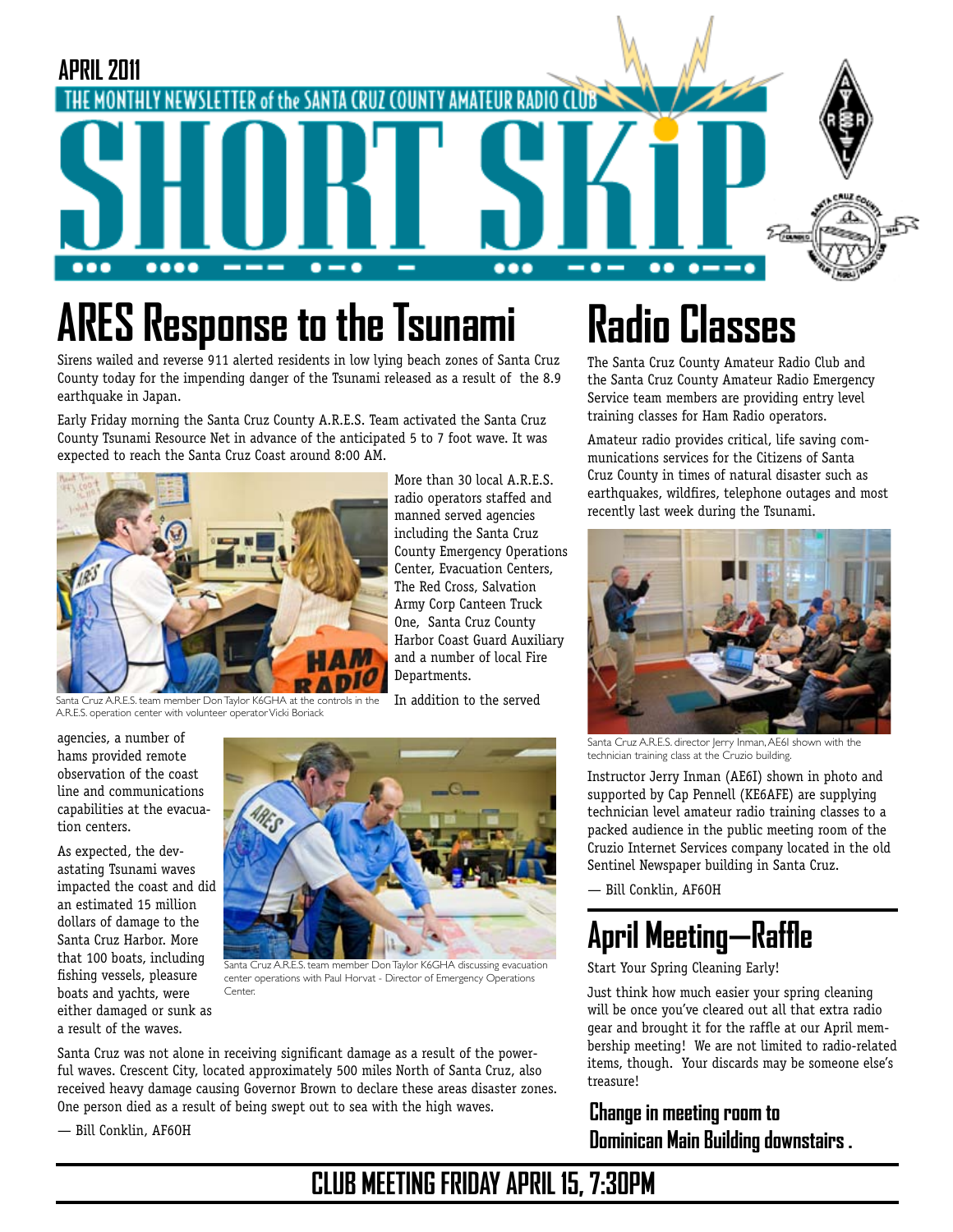APRIL 2011

THE MONTHLY NEWSLETTER of the SANTA CRUZ COUNTY AMATEUR RADIO CLUB

# SHORT SKIP

## ARES Response to the Tsunami

Sirens wailed and reverse 911 alerted residents in low lying beach zones of Santa Cruz County today for the impending danger of the Tsunami released as a result of the 8.9 earthquake in Japan.

Early Friday morning the Santa Cruz County A.R.E.S. Team activated the Santa Cruz County Tsunami Resource Net in advance of the anticipated 5 to 7 foot wave. It was expected to reach the Santa Cruz Coast around 8:00 AM.

Santa Cruz A.R.E.S. team member Don Taylor K6GHA at the controls in the A.R.E.S. operation center with volunteer operator Vicki Boriack

More than 30 local A.R.E.S. radio operators staffed and manned served agencies including the Santa Cruz County Emergency Operations Center, Evacuation Centers, The Red Cross, Salvation Army Corp Canteen Truck One, Santa Cruz County Harbor Coast Guard Auxiliary and a number of local Fire Departments.

In addition to the served agencies, a number of hams provided remote observation of the coast line and communications capabilities at the evacuation centers.

Santa Cruz A.R.E.S. team member Don Taylor K6GHA discussing evacuation center operations with Paul Horvat - Director of Emergency Operations Center.

As expected, the devastating Tsunami waves impacted the coast and did an estimated 15 million dollars of damage to the Santa Cruz Harbor. More that 100 boats, including fishing vessels, pleasure boats and yachts, were either damaged or sunk as a result of the waves.

Santa Cruz was not alone in receiving significant damage as a result of the powerful waves. Crescent City, located approximately 500 miles North of Santa Cruz, also received heavy damage causing Governor Brown to declare these areas disaster zones. One person died as a result of being swept out to sea with the high waves.

— Bill Conklin, AF6OH

## Radio Classes

The Santa Cruz County Amateur Radio Club and the Santa Cruz County Amateur Radio Emergency Service team members are providing entry level training classes for Ham Radio operators.

Amateur radio provides critical, life saving communications services for the Citizens of Santa Cruz County in times of natural disaster such as earthquakes, wildfires, telephone outages and most recently last week during the Tsunami.

Santa Cruz A.R.E.S. director Jerry Inman, AE6I shown with the technician training class at the Cruzio building.

Instructor Jerry Inman (AE6I) shown in photo and supported by Cap Pennell (KE6AFE) are supplying technician level amateur radio training classes to a packed audience in the public meeting room of the Cruzio Internet Services company located in the old Sentinel Newspaper building in Santa Cruz.

— Bill Conklin, AF6OH

## April Meeting—Raffle

Start Your Spring Cleaning Early!

Just think how much easier your spring cleaning will be once you've cleared out all that extra radio gear and brought it for the raffle at our April membership meeting! We are not limited to radio-related items, though. Your discards may be someone else's treasure!

### Change in meeting room to Dominican Main Building downstairs .

## CLUB MEETING FRIDAY APRIL 15, 7:30PM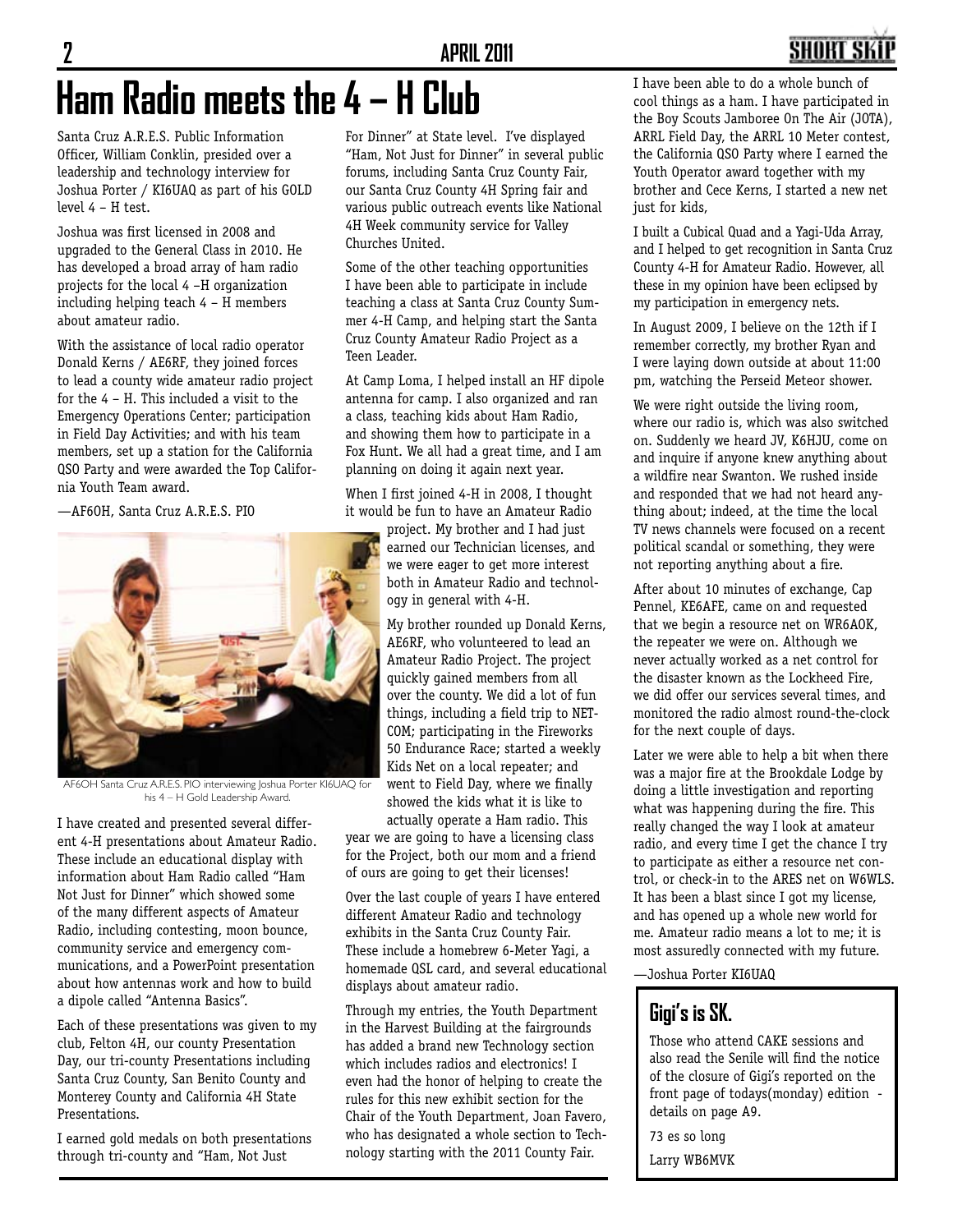# Ham Radio meets the 4 – H Club

Santa Cruz A.R.E.S. Public Information Officer, William Conklin, presided over a leadership and technology interview for Joshua Porter / KI6UAQ as part of his GOLD level 4 – H test.

Joshua was first licensed in 2008 and upgraded to the General Class in 2010. He has developed a broad array of ham radio projects for the local 4 –H organization including helping teach 4 – H members about amateur radio.

With the assistance of local radio operator Donald Kerns / AE6RF, they joined forces to lead a county wide amateur radio project for the 4 – H. This included a visit to the Emergency Operations Center; participation in Field Day Activities; and with his team members, set up a station for the California QSO Party and were awarded the Top California Youth Team award.

—AF6OH, Santa Cruz A.R.E.S. PIO

AF6OH Santa Cruz A.R.E.S. PIO interviewing Joshua Porter KI6UAQ for his 4 – H Gold Leadership Award.

I have created and presented several different 4-H presentations about Amateur Radio. These include an educational display with information about Ham Radio called "Ham Not Just for Dinner" which showed some of the many different aspects of Amateur Radio, including contesting, moon bounce, community service and emergency communications, and a PowerPoint presentation about how antennas work and how to build a dipole called "Antenna Basics".

Each of these presentations was given to my club, Felton 4H, our county Presentation Day, our tri-county Presentations including Santa Cruz County, San Benito County and Monterey County and California 4H State Presentations.

I earned gold medals on both presentations through tri-county and "Ham, Not Just For Dinner" at State level. I've displayed "Ham, Not Just for Dinner" in several public forums, including Santa Cruz County Fair, our Santa Cruz County 4H Spring fair and various public outreach events like National 4H Week community service for Valley Churches United.

Some of the other teaching opportunities I have been able to participate in include teaching a class at Santa Cruz County Summer 4-H Camp, and helping start the Santa Cruz County Amateur Radio Project as a Teen Leader.

At Camp Loma, I helped install an HF dipole antenna for camp. I also organized and ran a class, teaching kids about Ham Radio, and showing them how to participate in a Fox Hunt. We all had a great time, and I am planning on doing it again next year.

When I first joined 4-H in 2008, I thought it would be fun to have an Amateur Radio project. My brother and I had just earned our Technician licenses, and we were eager to get more interest both in Amateur Radio and technology in general with 4-H.

My brother rounded up Donald Kerns, AE6RF, who volunteered to lead an Amateur Radio Project. The project quickly gained members from all over the county. We did a lot of fun things, including a field trip to NETCOM; participating in the Fireworks 50 Endurance Race; started a weekly Kids Net on a local repeater; and went to Field Day, where we finally showed the kids what it is like to actually operate a Ham radio. This year we are going to have a licensing class for the Project, both our mom and a friend of ours are going to get their licenses!

Over the last couple of years I have entered different Amateur Radio and technology exhibits in the Santa Cruz County Fair. These include a homebrew 6-Meter Yagi, a homemade QSL card, and several educational displays about amateur radio.

Through my entries, the Youth Department in the Harvest Building at the fairgrounds has added a brand new Technology section which includes radios and electronics! I even had the honor of helping to create the rules for this new exhibit section for the Chair of the Youth Department, Joan Favero, who has designated a whole section to Technology starting with the 2011 County Fair.

I have been able to do a whole bunch of cool things as a ham. I have participated in the Boy Scouts Jamboree On The Air (JOTA), ARRL Field Day, the ARRL 10 Meter contest, the California QSO Party where I earned the Youth Operator award together with my brother and Cece Kerns, I started a new net just for kids,

I built a Cubical Quad and a Yagi-Uda Array, and I helped to get recognition in Santa Cruz County 4-H for Amateur Radio. However, all these in my opinion have been eclipsed by my participation in emergency nets.

In August 2009, I believe on the 12th if I remember correctly, my brother Ryan and I were laying down outside at about 11:00 pm, watching the Perseid Meteor shower.

We were right outside the living room, where our radio is, which was also switched on. Suddenly we heard JV, K6HJU, come on and inquire if anyone knew anything about a wildfire near Swanton. We rushed inside and responded that we had not heard anything about; indeed, at the time the local TV news channels were focused on a recent political scandal or something, they were not reporting anything about a fire.

After about 10 minutes of exchange, Cap Pennel, KE6AFE, came on and requested that we begin a resource net on WR6AOK, the repeater we were on. Although we never actually worked as a net control for the disaster known as the Lockheed Fire, we did offer our services several times, and monitored the radio almost round-the-clock for the next couple of days.

Later we were able to help a bit when there was a major fire at the Brookdale Lodge by doing a little investigation and reporting what was happening during the fire. This really changed the way I look at amateur radio, and every time I get the chance I try to participate as either a resource net control, or check-in to the ARES net on W6WLS. It has been a blast since I got my license, and has opened up a whole new world for me. Amateur radio means a lot to me; it is most assuredly connected with my future.

—Joshua Porter KI6UAQ

## Gigi's is SK.

Those who attend CAKE sessions and also read the Senile will find the notice of the closure of Gigi's reported on the front page of todays(monday) edition - details on page A9.

73 es so long

Larry WB6MVK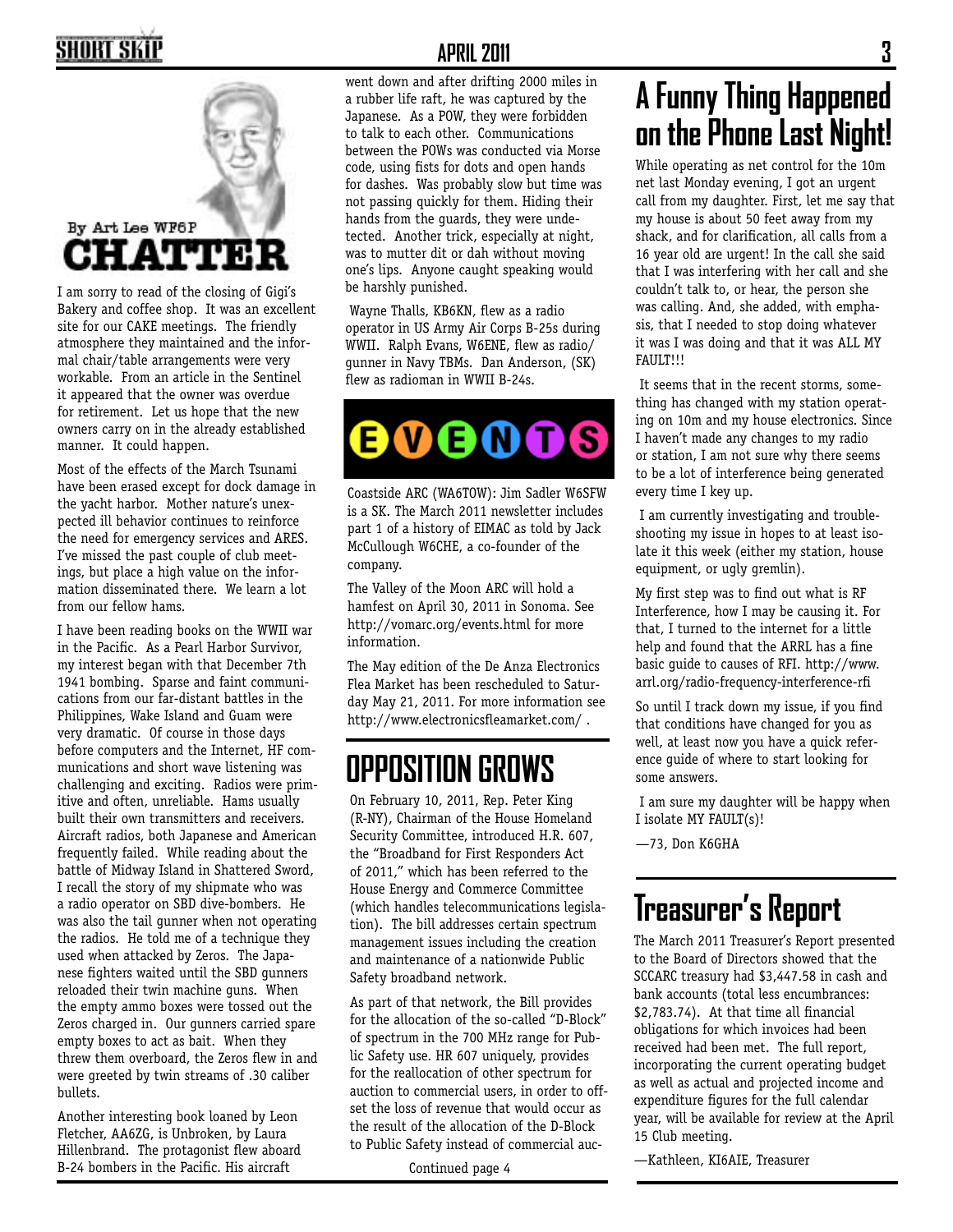## CHATTER

By Art Lee WF6P

I am sorry to read of the closing of Gigi's Bakery and coffee shop. It was an excellent site for our CAKE meetings. The friendly atmosphere they maintained and the informal chair/table arrangements were very workable. From an article in the Sentinel it appeared that the owner was overdue for retirement. Let us hope that the new owners carry on in the already established manner. It could happen.

Most of the effects of the March Tsunami have been erased except for dock damage in the yacht harbor. Mother nature's unexpected ill behavior continues to reinforce the need for emergency services and ARES. I've missed the past couple of club meetings, but place a high value on the information disseminated there. We learn a lot from our fellow hams.

I have been reading books on the WWII war in the Pacific. As a Pearl Harbor Survivor, my interest began with that December 7th 1941 bombing. Sparse and faint communications from our far-distant battles in the Philippines, Wake Island and Guam were very dramatic. Of course in those days before computers and the Internet, HF communications and short wave listening was challenging and exciting. Radios were primitive and often, unreliable. Hams usually built their own transmitters and receivers. Aircraft radios, both Japanese and American frequently failed. While reading about the battle of Midway Island in Shattered Sword, I recall the story of my shipmate who was a radio operator on SBD dive-bombers. He was also the tail gunner when not operating the radios. He told me of a technique they used when attacked by Zeros. The Japanese fighters waited until the SBD gunners reloaded their twin machine guns. When the empty ammo boxes were tossed out the Zeros charged in. Our gunners carried spare empty boxes to act as bait. When they threw them overboard, the Zeros flew in and were greeted by twin streams of .30 caliber bullets.

Another interesting book loaned by Leon Fletcher, AA6ZG, is Unbroken, by Laura Hillenbrand. The protagonist flew aboard B-24 bombers in the Pacific. His aircraft went down and after drifting 2000 miles in a rubber life raft, he was captured by the Japanese. As a POW, they were forbidden to talk to each other. Communications between the POWs was conducted via Morse code, using fists for dots and open hands for dashes. Was probably slow but time was not passing quickly for them. Hiding their hands from the guards, they were undetected. Another trick, especially at night, was to mutter dit or dah without moving one's lips. Anyone caught speaking would be harshly punished.

Wayne Thalls, KB6KN, flew as a radio operator in US Army Air Corps B-25s during WWII. Ralph Evans, W6ENE, flew as radio/gunner in Navy TBMs. Dan Anderson, (SK) flew as radioman in WWII B-24s.

## EVENTS

Coastside ARC (WA6TOW): Jim Sadler W6SFW is a SK. The March 2011 newsletter includes part 1 of a history of EIMAC as told by Jack McCullough W6CHE, a co-founder of the company.

The Valley of the Moon ARC will hold a hamfest on April 30, 2011 in Sonoma. See http://vomarc.org/events.html for more information.

The May edition of the De Anza Electronics Flea Market has been rescheduled to Saturday May 21, 2011. For more information see http://www.electronicsfleamarket.com/ .

## OPPOSITION GROWS

On February 10, 2011, Rep. Peter King (R-NY), Chairman of the House Homeland Security Committee, introduced H.R. 607, the "Broadband for First Responders Act of 2011," which has been referred to the House Energy and Commerce Committee (which handles telecommunications legislation). The bill addresses certain spectrum management issues including the creation and maintenance of a nationwide Public Safety broadband network.

As part of that network, the Bill provides for the allocation of the so-called "D-Block" of spectrum in the 700 MHz range for Public Safety use. HR 607 uniquely, provides for the reallocation of other spectrum for auction to commercial users, in order to offset the loss of revenue that would occur as the result of the allocation of the D-Block to Public Safety instead of commercial auc-

Continued page 4

## A Funny Thing Happened on the Phone Last Night!

While operating as net control for the 10m net last Monday evening, I got an urgent call from my daughter. First, let me say that my house is about 50 feet away from my shack, and for clarification, all calls from a 16 year old are urgent! In the call she said that I was interfering with her call and she couldn't talk to, or hear, the person she was calling. And, she added, with emphasis, that I needed to stop doing whatever it was I was doing and that it was ALL MY FAULT!!!

It seems that in the recent storms, something has changed with my station operating on 10m and my house electronics. Since I haven't made any changes to my radio or station, I am not sure why there seems to be a lot of interference being generated every time I key up.

I am currently investigating and troubleshooting my issue in hopes to at least isolate it this week (either my station, house equipment, or ugly gremlin).

My first step was to find out what is RF Interference, how I may be causing it. For that, I turned to the internet for a little help and found that the ARRL has a fine basic guide to causes of RFI. http://www.arrl.org/radio-frequency-interference-rfi

So until I track down my issue, if you find that conditions have changed for you as well, at least now you have a quick reference guide of where to start looking for some answers.

I am sure my daughter will be happy when I isolate MY FAULT(s)!

—73, Don K6GHA

## Treasurer's Report

The March 2011 Treasurer's Report presented to the Board of Directors showed that the SCCARC treasury had $3,447.58 in cash and bank accounts (total less encumbrances: $2,783.74). At that time all financial obligations for which invoices had been received had been met. The full report, incorporating the current operating budget as well as actual and projected income and expenditure figures for the full calendar year, will be available for review at the April 15 Club meeting.

—Kathleen, KI6AIE, Treasurer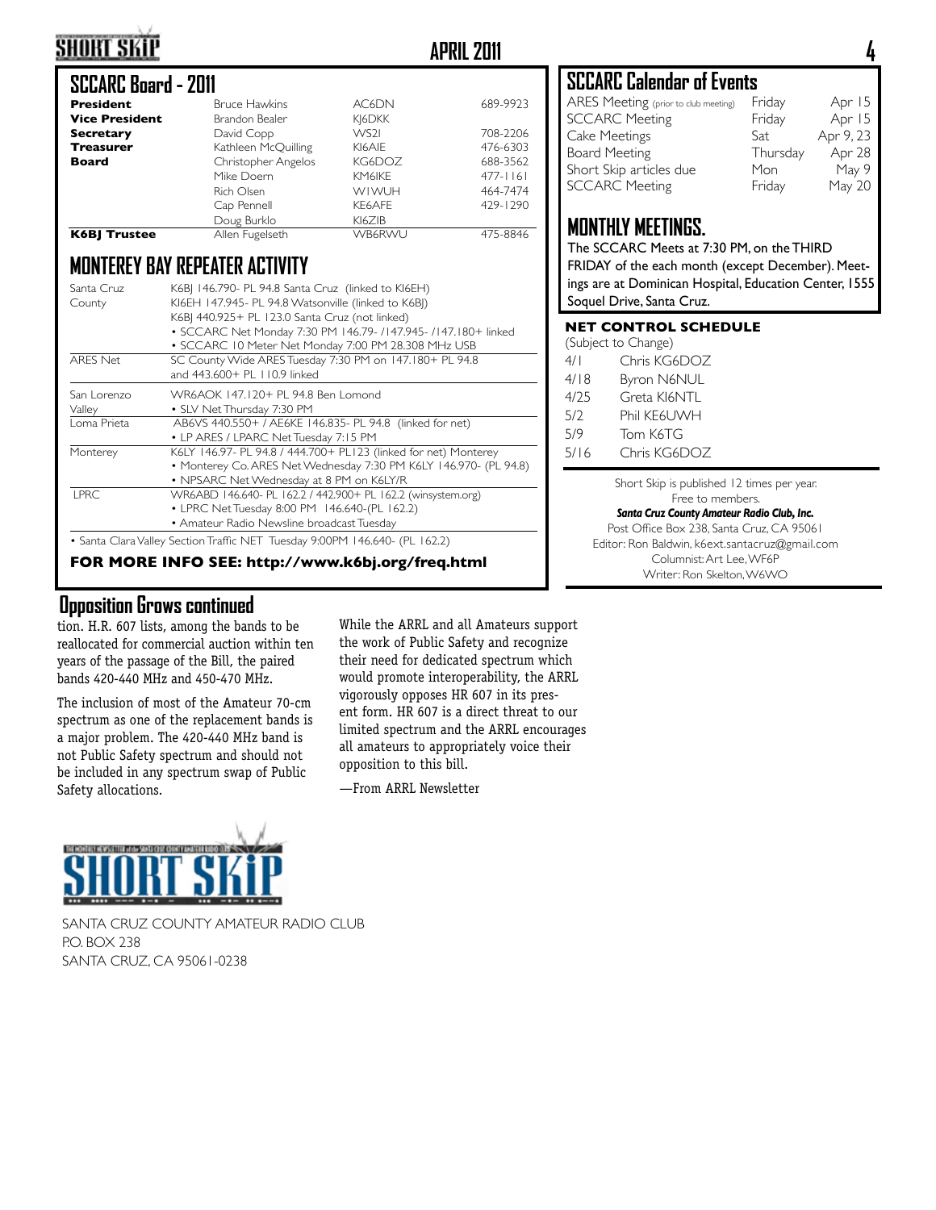## SCCARC Board - 2011

| | | | |
|---|---|---|---|
| **President** | Bruce Hawkins | AC6DN | 689-9923 |
| **Vice President** | Brandon Bealer | KJ6DKK | |
| **Secretary** | David Copp | WS2I | 708-2206 |
| **Treasurer** | Kathleen McQuilling | KI6AIE | 476-6303 |
| **Board** | Christopher Angelos | KG6DOZ | 688-3562 |
| | Mike Doern | KM6IKE | 477-1161 |
| | Rich Olsen | W1WUH | 464-7474 |
| | Cap Pennell | KE6AFE | 429-1290 |
| | Doug Burklo | KI6ZIB | |
| **K6BJ Trustee** | Allen Fugelseth | WB6RWU | 475-8846 |

## MONTEREY BAY REPEATER ACTIVITY

| | |
|---|---|
| Santa Cruz County | K6BJ 146.790- PL 94.8 Santa Cruz (linked to KI6EH)<br>KI6EH 147.945- PL 94.8 Watsonville (linked to K6BJ)<br>K6BJ 440.925+ PL 123.0 Santa Cruz (not linked)<br>• SCCARC Net Monday 7:30 PM 146.79- /147.945- /147.180+ linked<br>• SCCARC 10 Meter Net Monday 7:00 PM 28.308 MHz USB |
| ARES Net | SC County Wide ARES Tuesday 7:30 PM on 147.180+ PL 94.8 and 443.600+ PL 110.9 linked |
| San Lorenzo Valley | WR6AOK 147.120+ PL 94.8 Ben Lomond<br>• SLV Net Thursday 7:30 PM |
| Loma Prieta | AB6VS 440.550+ / AE6KE 146.835- PL 94.8 (linked for net)<br>• LP ARES / LPARC Net Tuesday 7:15 PM |
| Monterey | K6LY 146.97- PL 94.8 / 444.700+ PL123 (linked for net) Monterey<br>• Monterey Co. ARES Net Wednesday 7:30 PM K6LY 146.970- (PL 94.8)<br>• NPSARC Net Wednesday at 8 PM on K6LY/R |
| LPRC | WR6ABD 146.640- PL 162.2 / 442.900+ PL 162.2 (winsystem.org)<br>• LPRC Net Tuesday 8:00 PM 146.640-(PL 162.2)<br>• Amateur Radio Newsline broadcast Tuesday |

• Santa Clara Valley Section Traffic NET Tuesday 9:00PM 146.640- (PL 162.2)

**FOR MORE INFO SEE: http://www.k6bj.org/freq.html**

## SCCARC Calendar of Events

| | | |
|---|---|---|
| ARES Meeting (prior to club meeting) | Friday | Apr 15 |
| SCCARC Meeting | Friday | Apr 15 |
| Cake Meetings | Sat | Apr 9, 23 |
| Board Meeting | Thursday | Apr 28 |
| Short Skip articles due | Mon | May 9 |
| SCCARC Meeting | Friday | May 20 |

## MONTHLY MEETINGS.

The SCCARC Meets at 7:30 PM, on the THIRD FRIDAY of the each month (except December). Meetings are at Dominican Hospital, Education Center, 1555 Soquel Drive, Santa Cruz.

**NET CONTROL SCHEDULE**

(Subject to Change)

| | |
|---|---|
| 4/1 | Chris KG6DOZ |
| 4/18 | Byron N6NUL |
| 4/25 | Greta KI6NTL |
| 5/2 | Phil KE6UWH |
| 5/9 | Tom K6TG |
| 5/16 | Chris KG6DOZ |

Short Skip is published 12 times per year.
Free to members.
***Santa Cruz County Amateur Radio Club, Inc.***
Post Office Box 238, Santa Cruz, CA 95061
Editor: Ron Baldwin, k6ext.santacruz@gmail.com
Columnist: Art Lee, WF6P
Writer: Ron Skelton, W6WO

## Opposition Grows continued

tion. H.R. 607 lists, among the bands to be reallocated for commercial auction within ten years of the passage of the Bill, the paired bands 420-440 MHz and 450-470 MHz.

The inclusion of most of the Amateur 70-cm spectrum as one of the replacement bands is a major problem. The 420-440 MHz band is not Public Safety spectrum and should not be included in any spectrum swap of Public Safety allocations.

While the ARRL and all Amateurs support the work of Public Safety and recognize their need for dedicated spectrum which would promote interoperability, the ARRL vigorously opposes HR 607 in its present form. HR 607 is a direct threat to our limited spectrum and the ARRL encourages all amateurs to appropriately voice their opposition to this bill.

—From ARRL Newsletter

THE MONTHLY NEWSLETTER of the SANTA CRUZ COUNTY AMATEUR RADIO CLUB
SHORT SKIP

SANTA CRUZ COUNTY AMATEUR RADIO CLUB
P.O. BOX 238
SANTA CRUZ, CA 95061-0238